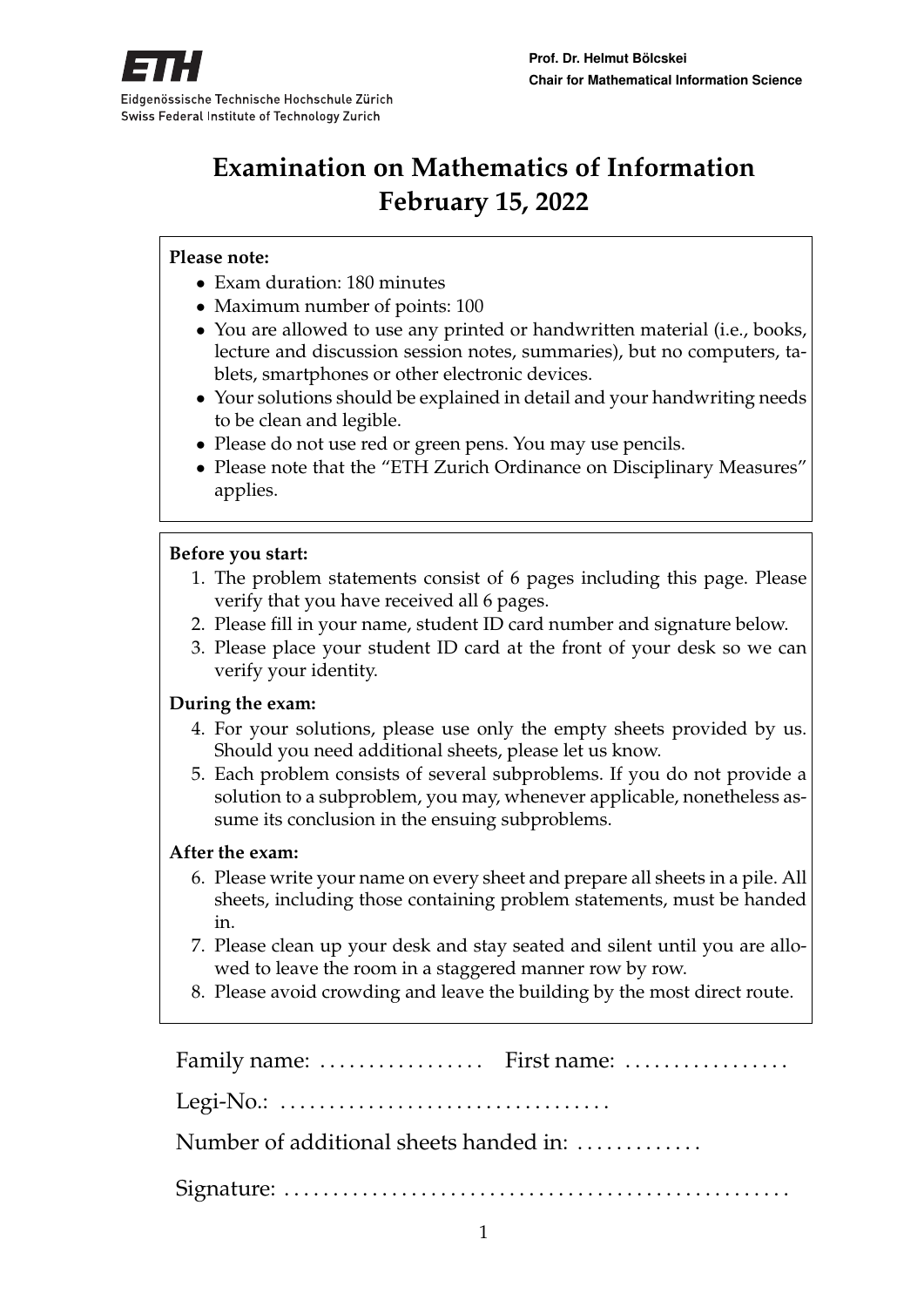Eidgenössische Technische Hochschule Zürich
Swiss Federal Institute of Technology Zurich

**Prof. Dr. Helmut Bölcskei**
**Chair for Mathematical Information Science**

# Examination on Mathematics of Information
# February 15, 2022

**Please note:**

- Exam duration: 180 minutes
- Maximum number of points: 100
- You are allowed to use any printed or handwritten material (i.e., books, lecture and discussion session notes, summaries), but no computers, tablets, smartphones or other electronic devices.
- Your solutions should be explained in detail and your handwriting needs to be clean and legible.
- Please do not use red or green pens. You may use pencils.
- Please note that the "ETH Zurich Ordinance on Disciplinary Measures" applies.

**Before you start:**

1. The problem statements consist of 6 pages including this page. Please verify that you have received all 6 pages.
2. Please fill in your name, student ID card number and signature below.
3. Please place your student ID card at the front of your desk so we can verify your identity.

**During the exam:**

4. For your solutions, please use only the empty sheets provided by us. Should you need additional sheets, please let us know.
5. Each problem consists of several subproblems. If you do not provide a solution to a subproblem, you may, whenever applicable, nonetheless assume its conclusion in the ensuing subproblems.

**After the exam:**

6. Please write your name on every sheet and prepare all sheets in a pile. All sheets, including those containing problem statements, must be handed in.
7. Please clean up your desk and stay seated and silent until you are allowed to leave the room in a staggered manner row by row.
8. Please avoid crowding and leave the building by the most direct route.

Family name: ................. First name: .................

Legi-No.: ..................................

Number of additional sheets handed in: .............

Signature: ....................................................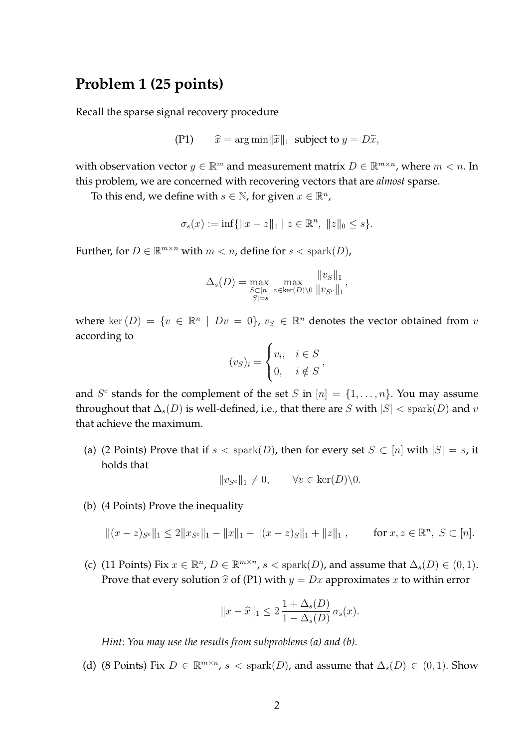## Problem 1 (25 points)

Recall the sparse signal recovery procedure

$$\text{(P1)} \qquad \widehat{x} = \arg\min \|\widetilde{x}\|_1 \text{ subject to } y = D\widetilde{x},$$

with observation vector $y \in \mathbb{R}^m$ and measurement matrix $D \in \mathbb{R}^{m \times n}$, where $m < n$. In this problem, we are concerned with recovering vectors that are *almost* sparse.

To this end, we define with $s \in \mathbb{N}$, for given $x \in \mathbb{R}^n$,

$$\sigma_s(x) := \inf\{\|x - z\|_1 \mid z \in \mathbb{R}^n, \ \|z\|_0 \leq s\}.$$

Further, for $D \in \mathbb{R}^{m \times n}$ with $m < n$, define for $s < \operatorname{spark}(D)$,

$$\Delta_s(D) = \max_{\substack{S \subset [n] \\ |S| = s}} \max_{v \in \ker(D) \setminus 0} \frac{\|v_S\|_1}{\|v_{S^c}\|_1},$$

where $\ker(D) = \{v \in \mathbb{R}^n \mid Dv = 0\}$, $v_S \in \mathbb{R}^n$ denotes the vector obtained from $v$ according to

$$(v_S)_i = \begin{cases} v_i, & i \in S \\ 0, & i \notin S \end{cases},$$

and $S^c$ stands for the complement of the set $S$ in $[n] = \{1, \ldots, n\}$. You may assume throughout that $\Delta_s(D)$ is well-defined, i.e., that there are $S$ with $|S| < \operatorname{spark}(D)$ and $v$ that achieve the maximum.

(a) (2 Points) Prove that if $s < \operatorname{spark}(D)$, then for every set $S \subset [n]$ with $|S| = s$, it holds that

$$\|v_{S^c}\|_1 \neq 0, \qquad \forall v \in \ker(D) \setminus 0.$$

(b) (4 Points) Prove the inequality

$$\|(x - z)_{S^c}\|_1 \leq 2\|x_{S^c}\|_1 - \|x\|_1 + \|(x - z)_S\|_1 + \|z\|_1, \qquad \text{for } x, z \in \mathbb{R}^n, \ S \subset [n].$$

(c) (11 Points) Fix $x \in \mathbb{R}^n$, $D \in \mathbb{R}^{m \times n}$, $s < \operatorname{spark}(D)$, and assume that $\Delta_s(D) \in (0, 1)$. Prove that every solution $\widehat{x}$ of (P1) with $y = Dx$ approximates $x$ to within error

$$\|x - \widehat{x}\|_1 \leq 2 \, \frac{1 + \Delta_s(D)}{1 - \Delta_s(D)} \, \sigma_s(x).$$

*Hint: You may use the results from subproblems (a) and (b).*

(d) (8 Points) Fix $D \in \mathbb{R}^{m \times n}$, $s < \operatorname{spark}(D)$, and assume that $\Delta_s(D) \in (0, 1)$. Show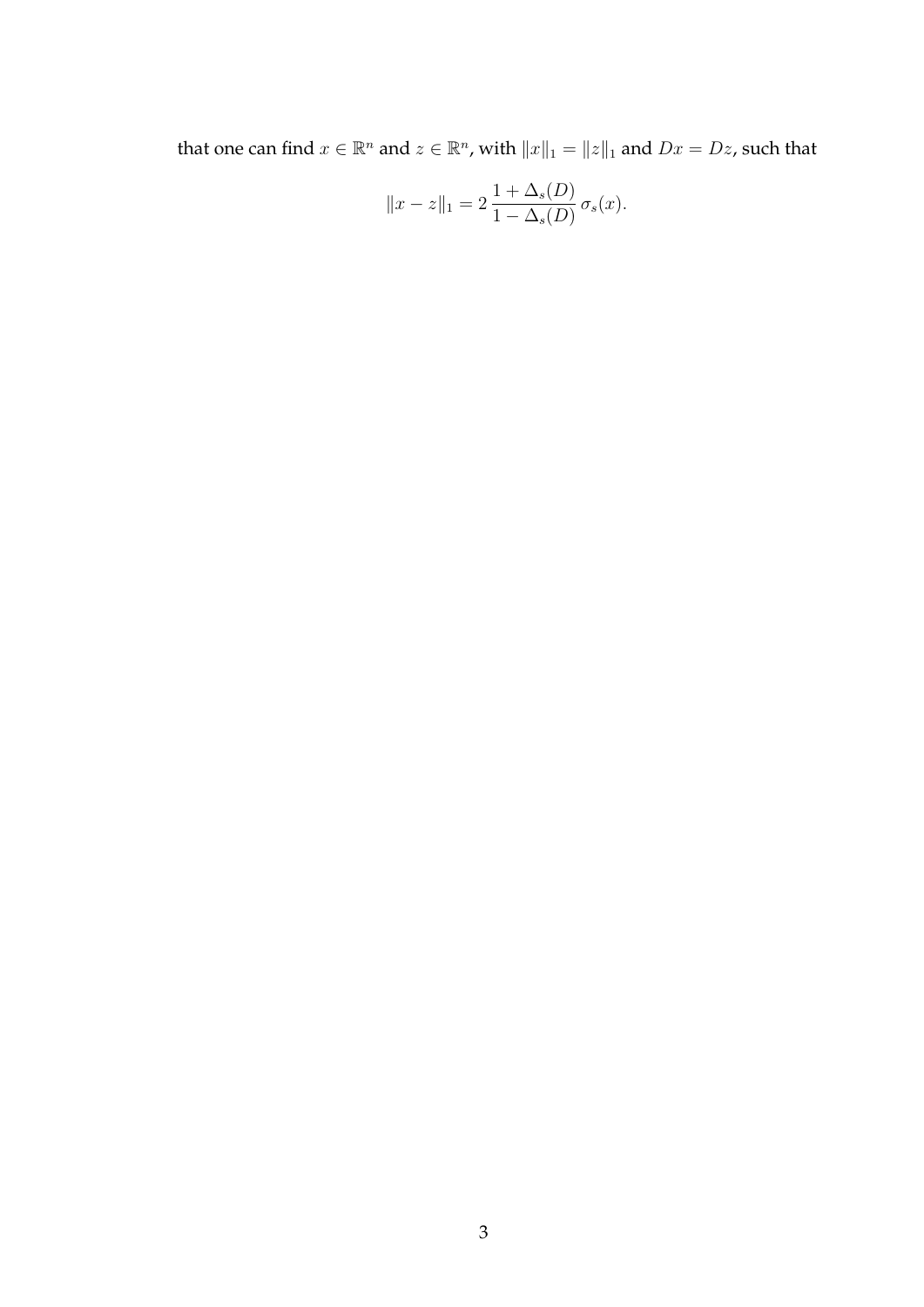that one can find $x \in \mathbb{R}^n$ and $z \in \mathbb{R}^n$, with $\|x\|_1 = \|z\|_1$ and $Dx = Dz$, such that

$$\|x - z\|_1 = 2\,\frac{1 + \Delta_s(D)}{1 - \Delta_s(D)}\,\sigma_s(x).$$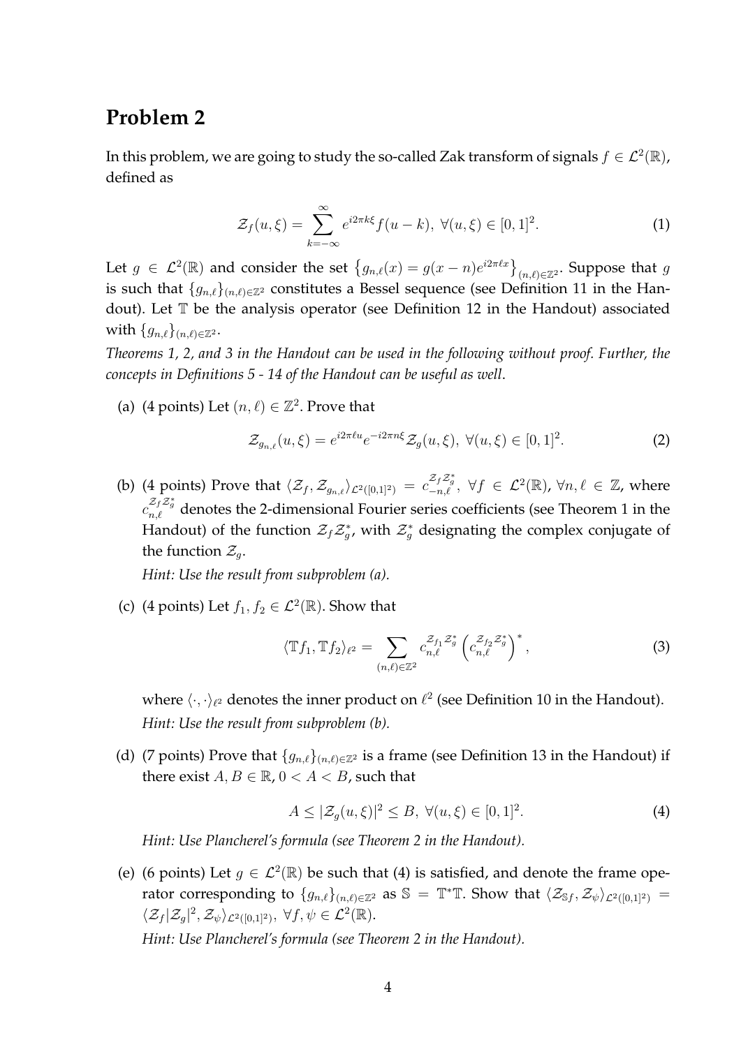## Problem 2

In this problem, we are going to study the so-called Zak transform of signals $f \in \mathcal{L}^2(\mathbb{R})$, defined as

$$\mathcal{Z}_f(u,\xi) = \sum_{k=-\infty}^{\infty} e^{i2\pi k\xi} f(u-k),\ \forall (u,\xi) \in [0,1]^2. \tag{1}$$

Let $g \in \mathcal{L}^2(\mathbb{R})$ and consider the set $\left\{g_{n,\ell}(x) = g(x-n)e^{i2\pi\ell x}\right\}_{(n,\ell)\in\mathbb{Z}^2}$. Suppose that $g$ is such that $\{g_{n,\ell}\}_{(n,\ell)\in\mathbb{Z}^2}$ constitutes a Bessel sequence (see Definition 11 in the Handout). Let $\mathbb{T}$ be the analysis operator (see Definition 12 in the Handout) associated with $\{g_{n,\ell}\}_{(n,\ell)\in\mathbb{Z}^2}$.

*Theorems 1, 2, and 3 in the Handout can be used in the following without proof. Further, the concepts in Definitions 5 - 14 of the Handout can be useful as well.*

(a) (4 points) Let $(n,\ell) \in \mathbb{Z}^2$. Prove that

$$\mathcal{Z}_{g_{n,\ell}}(u,\xi) = e^{i2\pi\ell u} e^{-i2\pi n\xi} \mathcal{Z}_g(u,\xi),\ \forall (u,\xi) \in [0,1]^2. \tag{2}$$

(b) (4 points) Prove that $\langle \mathcal{Z}_f, \mathcal{Z}_{g_{n,\ell}} \rangle_{\mathcal{L}^2([0,1]^2)} = c_{-n,\ell}^{\mathcal{Z}_f\mathcal{Z}_g^*}$, $\forall f \in \mathcal{L}^2(\mathbb{R})$, $\forall n,\ell \in \mathbb{Z}$, where $c_{n,\ell}^{\mathcal{Z}_f\mathcal{Z}_g^*}$ denotes the 2-dimensional Fourier series coefficients (see Theorem 1 in the Handout) of the function $\mathcal{Z}_f\mathcal{Z}_g^*$, with $\mathcal{Z}_g^*$ designating the complex conjugate of the function $\mathcal{Z}_g$.

*Hint: Use the result from subproblem (a).*

(c) (4 points) Let $f_1, f_2 \in \mathcal{L}^2(\mathbb{R})$. Show that

$$\langle \mathbb{T}f_1, \mathbb{T}f_2 \rangle_{\ell^2} = \sum_{(n,\ell)\in\mathbb{Z}^2} c_{n,\ell}^{\mathcal{Z}_{f_1}\mathcal{Z}_g^*} \left(c_{n,\ell}^{\mathcal{Z}_{f_2}\mathcal{Z}_g^*}\right)^*, \tag{3}$$

where $\langle\cdot,\cdot\rangle_{\ell^2}$ denotes the inner product on $\ell^2$ (see Definition 10 in the Handout).

*Hint: Use the result from subproblem (b).*

(d) (7 points) Prove that $\{g_{n,\ell}\}_{(n,\ell)\in\mathbb{Z}^2}$ is a frame (see Definition 13 in the Handout) if there exist $A, B \in \mathbb{R}$, $0 < A < B$, such that

$$A \leq |\mathcal{Z}_g(u,\xi)|^2 \leq B,\ \forall (u,\xi) \in [0,1]^2. \tag{4}$$

*Hint: Use Plancherel's formula (see Theorem 2 in the Handout).*

(e) (6 points) Let $g \in \mathcal{L}^2(\mathbb{R})$ be such that (4) is satisfied, and denote the frame operator corresponding to $\{g_{n,\ell}\}_{(n,\ell)\in\mathbb{Z}^2}$ as $\mathbb{S} = \mathbb{T}^*\mathbb{T}$. Show that $\langle \mathcal{Z}_{\mathbb{S}f}, \mathcal{Z}_\psi \rangle_{\mathcal{L}^2([0,1]^2)} = \langle \mathcal{Z}_f |\mathcal{Z}_g|^2, \mathcal{Z}_\psi \rangle_{\mathcal{L}^2([0,1]^2)}$, $\forall f, \psi \in \mathcal{L}^2(\mathbb{R})$.

*Hint: Use Plancherel's formula (see Theorem 2 in the Handout).*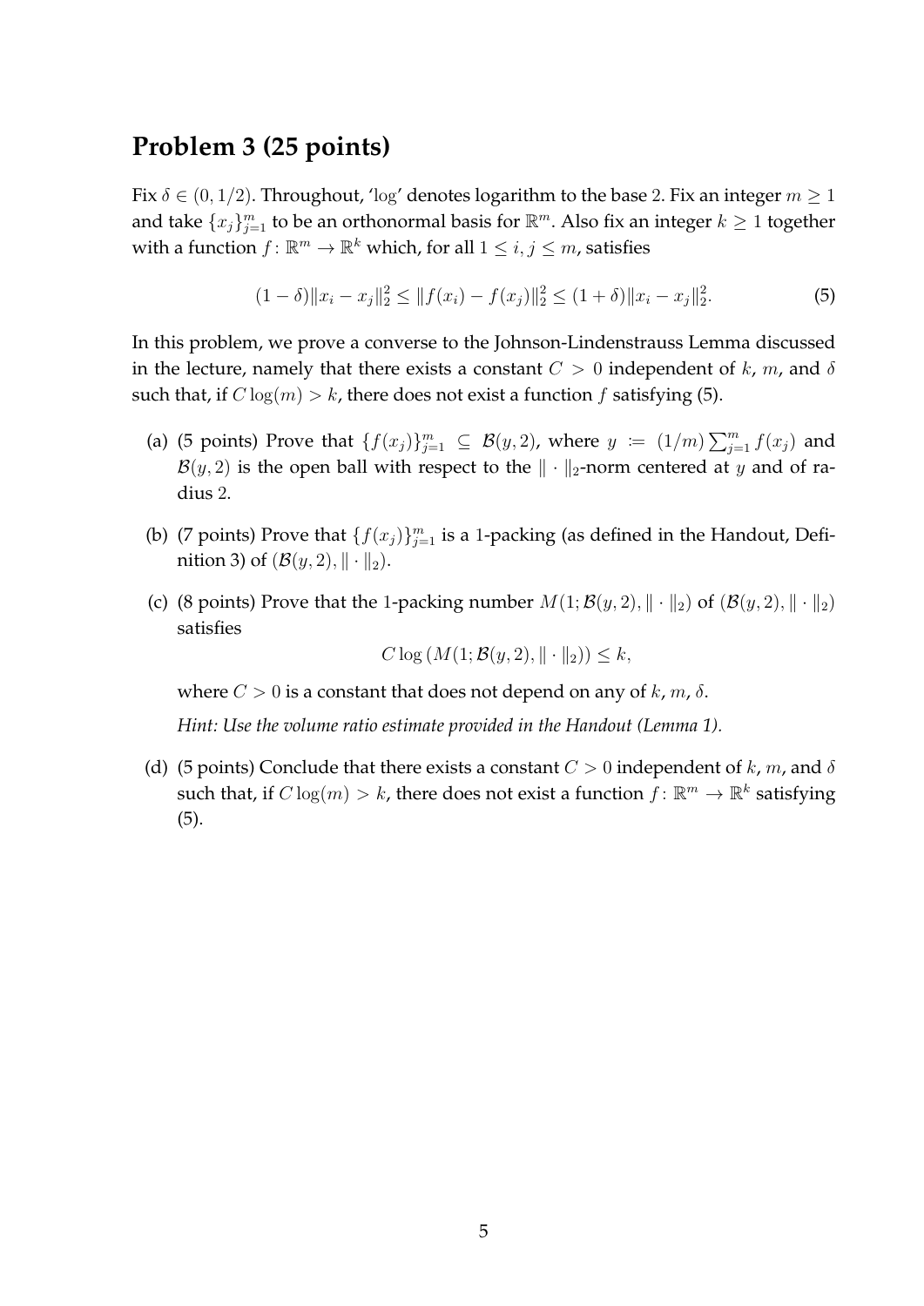## Problem 3 (25 points)

Fix $\delta \in (0, 1/2)$. Throughout, '$\log$' denotes logarithm to the base 2. Fix an integer $m \geq 1$ and take $\{x_j\}_{j=1}^m$ to be an orthonormal basis for $\mathbb{R}^m$. Also fix an integer $k \geq 1$ together with a function $f : \mathbb{R}^m \to \mathbb{R}^k$ which, for all $1 \leq i, j \leq m$, satisfies

$$(1 - \delta)\|x_i - x_j\|_2^2 \leq \|f(x_i) - f(x_j)\|_2^2 \leq (1 + \delta)\|x_i - x_j\|_2^2. \tag{5}$$

In this problem, we prove a converse to the Johnson-Lindenstrauss Lemma discussed in the lecture, namely that there exists a constant $C > 0$ independent of $k$, $m$, and $\delta$ such that, if $C \log(m) > k$, there does not exist a function $f$ satisfying (5).

(a) (5 points) Prove that $\{f(x_j)\}_{j=1}^m \subseteq \mathcal{B}(y, 2)$, where $y := (1/m)\sum_{j=1}^m f(x_j)$ and $\mathcal{B}(y, 2)$ is the open ball with respect to the $\|\cdot\|_2$-norm centered at $y$ and of radius 2.

(b) (7 points) Prove that $\{f(x_j)\}_{j=1}^m$ is a 1-packing (as defined in the Handout, Definition 3) of $(\mathcal{B}(y, 2), \|\cdot\|_2)$.

(c) (8 points) Prove that the 1-packing number $M(1; \mathcal{B}(y, 2), \|\cdot\|_2)$ of $(\mathcal{B}(y, 2), \|\cdot\|_2)$ satisfies

$$C \log \left(M(1; \mathcal{B}(y, 2), \|\cdot\|_2)\right) \leq k,$$

where $C > 0$ is a constant that does not depend on any of $k$, $m$, $\delta$.

*Hint: Use the volume ratio estimate provided in the Handout (Lemma 1).*

(d) (5 points) Conclude that there exists a constant $C > 0$ independent of $k$, $m$, and $\delta$ such that, if $C \log(m) > k$, there does not exist a function $f : \mathbb{R}^m \to \mathbb{R}^k$ satisfying (5).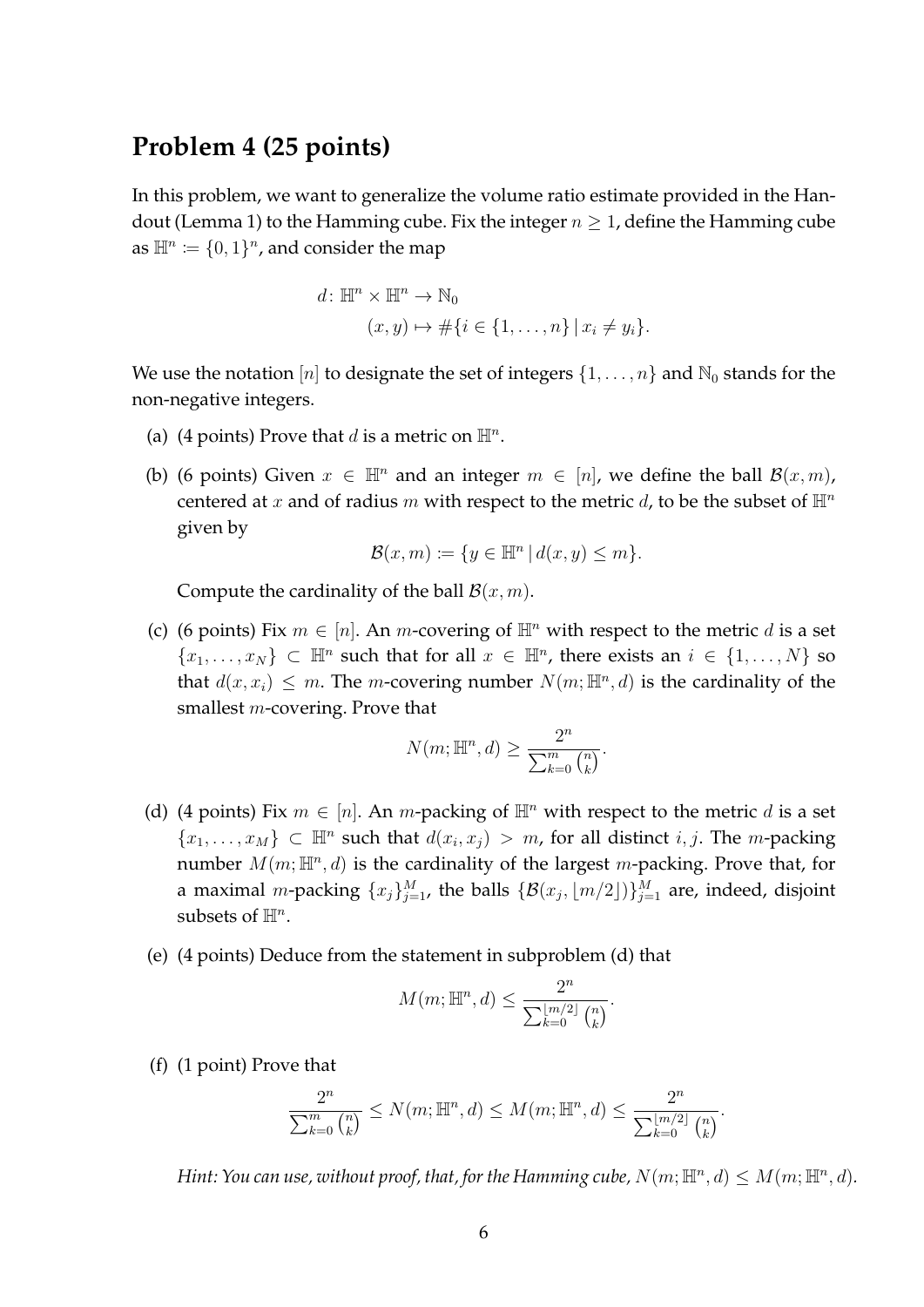## Problem 4 (25 points)

In this problem, we want to generalize the volume ratio estimate provided in the Handout (Lemma 1) to the Hamming cube. Fix the integer $n \geq 1$, define the Hamming cube as $\mathbb{H}^n := \{0,1\}^n$, and consider the map

$$
\begin{aligned}
d \colon \mathbb{H}^n \times \mathbb{H}^n &\to \mathbb{N}_0 \\
(x, y) &\mapsto \#\{i \in \{1, \ldots, n\} \,|\, x_i \neq y_i\}.
\end{aligned}
$$

We use the notation $[n]$ to designate the set of integers $\{1, \ldots, n\}$ and $\mathbb{N}_0$ stands for the non-negative integers.

(a) (4 points) Prove that $d$ is a metric on $\mathbb{H}^n$.

(b) (6 points) Given $x \in \mathbb{H}^n$ and an integer $m \in [n]$, we define the ball $\mathcal{B}(x, m)$, centered at $x$ and of radius $m$ with respect to the metric $d$, to be the subset of $\mathbb{H}^n$ given by

$$
\mathcal{B}(x, m) := \{y \in \mathbb{H}^n \,|\, d(x, y) \leq m\}.
$$

Compute the cardinality of the ball $\mathcal{B}(x, m)$.

(c) (6 points) Fix $m \in [n]$. An $m$-covering of $\mathbb{H}^n$ with respect to the metric $d$ is a set $\{x_1, \ldots, x_N\} \subset \mathbb{H}^n$ such that for all $x \in \mathbb{H}^n$, there exists an $i \in \{1, \ldots, N\}$ so that $d(x, x_i) \leq m$. The $m$-covering number $N(m; \mathbb{H}^n, d)$ is the cardinality of the smallest $m$-covering. Prove that

$$
N(m; \mathbb{H}^n, d) \geq \frac{2^n}{\sum_{k=0}^{m} \binom{n}{k}}.
$$

(d) (4 points) Fix $m \in [n]$. An $m$-packing of $\mathbb{H}^n$ with respect to the metric $d$ is a set $\{x_1, \ldots, x_M\} \subset \mathbb{H}^n$ such that $d(x_i, x_j) > m$, for all distinct $i, j$. The $m$-packing number $M(m; \mathbb{H}^n, d)$ is the cardinality of the largest $m$-packing. Prove that, for a maximal $m$-packing $\{x_j\}_{j=1}^M$, the balls $\{\mathcal{B}(x_j, \lfloor m/2 \rfloor)\}_{j=1}^M$ are, indeed, disjoint subsets of $\mathbb{H}^n$.

(e) (4 points) Deduce from the statement in subproblem (d) that

$$
M(m; \mathbb{H}^n, d) \leq \frac{2^n}{\sum_{k=0}^{\lfloor m/2 \rfloor} \binom{n}{k}}.
$$

(f) (1 point) Prove that

$$
\frac{2^n}{\sum_{k=0}^{m} \binom{n}{k}} \leq N(m; \mathbb{H}^n, d) \leq M(m; \mathbb{H}^n, d) \leq \frac{2^n}{\sum_{k=0}^{\lfloor m/2 \rfloor} \binom{n}{k}}.
$$

*Hint: You can use, without proof, that, for the Hamming cube, $N(m; \mathbb{H}^n, d) \leq M(m; \mathbb{H}^n, d)$.*